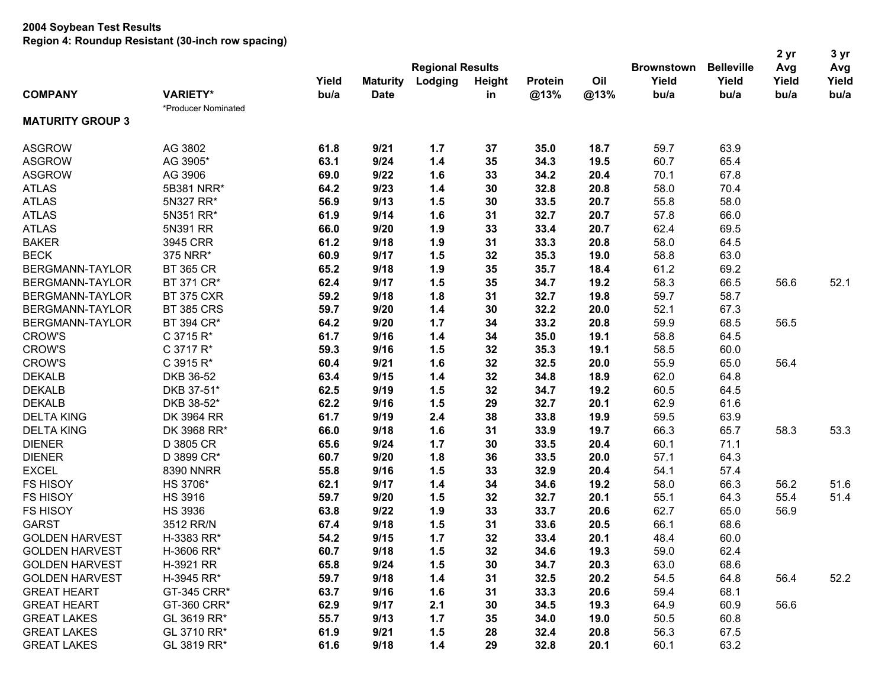**2004 Soybean Test Results**
**Region 4: Roundup Resistant (30-inch row spacing)**

| COMPANY | VARIETY* | Yield bu/a | Maturity Date | Lodging | Height in | Protein @13% | Oil @13% | Brownstown Yield bu/a | Belleville Yield bu/a | 2 yr Avg Yield bu/a | 3 yr Avg Yield bu/a |
|---|---|---|---|---|---|---|---|---|---|---|---|
| | | Regional Results | | | | | | | | | |
| | *Producer Nominated | | | | | | | | | | |
| **MATURITY GROUP 3** | | | | | | | | | | | |
| ASGROW | AG 3802 | **61.8** | **9/21** | **1.7** | **37** | **35.0** | **18.7** | 59.7 | 63.9 | | |
| ASGROW | AG 3905* | **63.1** | **9/24** | **1.4** | **35** | **34.3** | **19.5** | 60.7 | 65.4 | | |
| ASGROW | AG 3906 | **69.0** | **9/22** | **1.6** | **33** | **34.2** | **20.4** | 70.1 | 67.8 | | |
| ATLAS | 5B381 NRR* | **64.2** | **9/23** | **1.4** | **30** | **32.8** | **20.8** | 58.0 | 70.4 | | |
| ATLAS | 5N327 RR* | **56.9** | **9/13** | **1.5** | **30** | **33.5** | **20.7** | 55.8 | 58.0 | | |
| ATLAS | 5N351 RR* | **61.9** | **9/14** | **1.6** | **31** | **32.7** | **20.7** | 57.8 | 66.0 | | |
| ATLAS | 5N391 RR | **66.0** | **9/20** | **1.9** | **33** | **33.4** | **20.7** | 62.4 | 69.5 | | |
| BAKER | 3945 CRR | **61.2** | **9/18** | **1.9** | **31** | **33.3** | **20.8** | 58.0 | 64.5 | | |
| BECK | 375 NRR* | **60.9** | **9/17** | **1.5** | **32** | **35.3** | **19.0** | 58.8 | 63.0 | | |
| BERGMANN-TAYLOR | BT 365 CR | **65.2** | **9/18** | **1.9** | **35** | **35.7** | **18.4** | 61.2 | 69.2 | | |
| BERGMANN-TAYLOR | BT 371 CR* | **62.4** | **9/17** | **1.5** | **35** | **34.7** | **19.2** | 58.3 | 66.5 | 56.6 | 52.1 |
| BERGMANN-TAYLOR | BT 375 CXR | **59.2** | **9/18** | **1.8** | **31** | **32.7** | **19.8** | 59.7 | 58.7 | | |
| BERGMANN-TAYLOR | BT 385 CRS | **59.7** | **9/20** | **1.4** | **30** | **32.2** | **20.0** | 52.1 | 67.3 | | |
| BERGMANN-TAYLOR | BT 394 CR* | **64.2** | **9/20** | **1.7** | **34** | **33.2** | **20.8** | 59.9 | 68.5 | 56.5 | |
| CROW'S | C 3715 R* | **61.7** | **9/16** | **1.4** | **34** | **35.0** | **19.1** | 58.8 | 64.5 | | |
| CROW'S | C 3717 R* | **59.3** | **9/16** | **1.5** | **32** | **35.3** | **19.1** | 58.5 | 60.0 | | |
| CROW'S | C 3915 R* | **60.4** | **9/21** | **1.6** | **32** | **32.5** | **20.0** | 55.9 | 65.0 | 56.4 | |
| DEKALB | DKB 36-52 | **63.4** | **9/15** | **1.4** | **32** | **34.8** | **18.9** | 62.0 | 64.8 | | |
| DEKALB | DKB 37-51* | **62.5** | **9/19** | **1.5** | **32** | **34.7** | **19.2** | 60.5 | 64.5 | | |
| DEKALB | DKB 38-52* | **62.2** | **9/16** | **1.5** | **29** | **32.7** | **20.1** | 62.9 | 61.6 | | |
| DELTA KING | DK 3964 RR | **61.7** | **9/19** | **2.4** | **38** | **33.8** | **19.9** | 59.5 | 63.9 | | |
| DELTA KING | DK 3968 RR* | **66.0** | **9/18** | **1.6** | **31** | **33.9** | **19.7** | 66.3 | 65.7 | 58.3 | 53.3 |
| DIENER | D 3805 CR | **65.6** | **9/24** | **1.7** | **30** | **33.5** | **20.4** | 60.1 | 71.1 | | |
| DIENER | D 3899 CR* | **60.7** | **9/20** | **1.8** | **36** | **33.5** | **20.0** | 57.1 | 64.3 | | |
| EXCEL | 8390 NNRR | **55.8** | **9/16** | **1.5** | **33** | **32.9** | **20.4** | 54.1 | 57.4 | | |
| FS HISOY | HS 3706* | **62.1** | **9/17** | **1.4** | **34** | **34.6** | **19.2** | 58.0 | 66.3 | 56.2 | 51.6 |
| FS HISOY | HS 3916 | **59.7** | **9/20** | **1.5** | **32** | **32.7** | **20.1** | 55.1 | 64.3 | 55.4 | 51.4 |
| FS HISOY | HS 3936 | **63.8** | **9/22** | **1.9** | **33** | **33.7** | **20.6** | 62.7 | 65.0 | 56.9 | |
| GARST | 3512 RR/N | **67.4** | **9/18** | **1.5** | **31** | **33.6** | **20.5** | 66.1 | 68.6 | | |
| GOLDEN HARVEST | H-3383 RR* | **54.2** | **9/15** | **1.7** | **32** | **33.4** | **20.1** | 48.4 | 60.0 | | |
| GOLDEN HARVEST | H-3606 RR* | **60.7** | **9/18** | **1.5** | **32** | **34.6** | **19.3** | 59.0 | 62.4 | | |
| GOLDEN HARVEST | H-3921 RR | **65.8** | **9/24** | **1.5** | **30** | **34.7** | **20.3** | 63.0 | 68.6 | | |
| GOLDEN HARVEST | H-3945 RR* | **59.7** | **9/18** | **1.4** | **31** | **32.5** | **20.2** | 54.5 | 64.8 | 56.4 | 52.2 |
| GREAT HEART | GT-345 CRR* | **63.7** | **9/16** | **1.6** | **31** | **33.3** | **20.6** | 59.4 | 68.1 | | |
| GREAT HEART | GT-360 CRR* | **62.9** | **9/17** | **2.1** | **30** | **34.5** | **19.3** | 64.9 | 60.9 | 56.6 | |
| GREAT LAKES | GL 3619 RR* | **55.7** | **9/13** | **1.7** | **35** | **34.0** | **19.0** | 50.5 | 60.8 | | |
| GREAT LAKES | GL 3710 RR* | **61.9** | **9/21** | **1.5** | **28** | **32.4** | **20.8** | 56.3 | 67.5 | | |
| GREAT LAKES | GL 3819 RR* | **61.6** | **9/18** | **1.4** | **29** | **32.8** | **20.1** | 60.1 | 63.2 | | |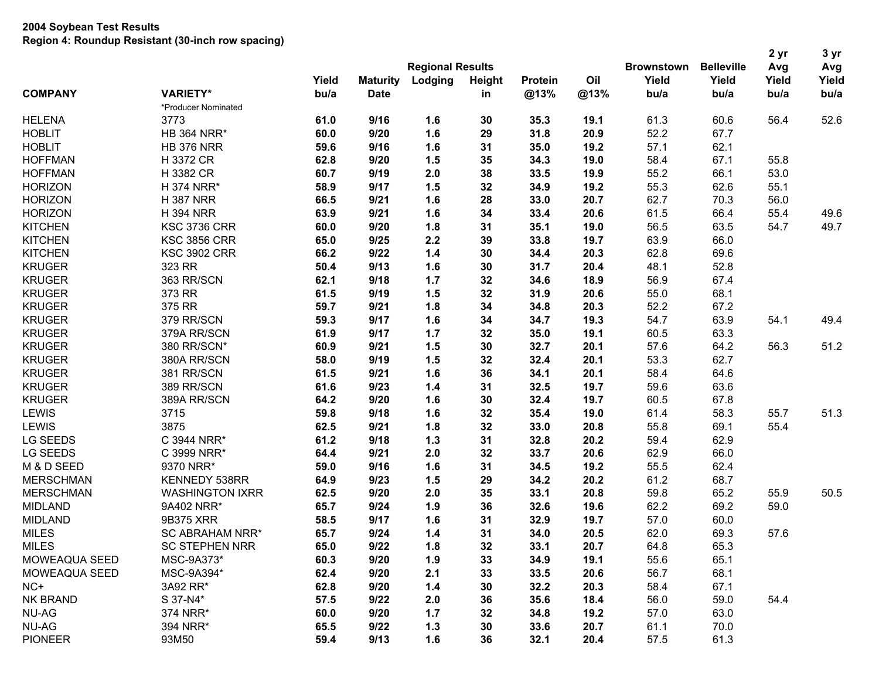**2004 Soybean Test Results**
**Region 4: Roundup Resistant (30-inch row spacing)**

| COMPANY | VARIETY* | Yield bu/a | Maturity Date | Regional Results Lodging | Height in | Protein @13% | Oil @13% | Brownstown Yield bu/a | Belleville Yield bu/a | 2 yr Avg Yield bu/a | 3 yr Avg Yield bu/a |
|---|---|---|---|---|---|---|---|---|---|---|---|
| | *Producer Nominated | | | | | | | | | | |
| HELENA | 3773 | **61.0** | **9/16** | **1.6** | **30** | **35.3** | **19.1** | 61.3 | 60.6 | 56.4 | 52.6 |
| HOBLIT | HB 364 NRR* | **60.0** | **9/20** | **1.6** | **29** | **31.8** | **20.9** | 52.2 | 67.7 | | |
| HOBLIT | HB 376 NRR | **59.6** | **9/16** | **1.6** | **31** | **35.0** | **19.2** | 57.1 | 62.1 | | |
| HOFFMAN | H 3372 CR | **62.8** | **9/20** | **1.5** | **35** | **34.3** | **19.0** | 58.4 | 67.1 | 55.8 | |
| HOFFMAN | H 3382 CR | **60.7** | **9/19** | **2.0** | **38** | **33.5** | **19.9** | 55.2 | 66.1 | 53.0 | |
| HORIZON | H 374 NRR* | **58.9** | **9/17** | **1.5** | **32** | **34.9** | **19.2** | 55.3 | 62.6 | 55.1 | |
| HORIZON | H 387 NRR | **66.5** | **9/21** | **1.6** | **28** | **33.0** | **20.7** | 62.7 | 70.3 | 56.0 | |
| HORIZON | H 394 NRR | **63.9** | **9/21** | **1.6** | **34** | **33.4** | **20.6** | 61.5 | 66.4 | 55.4 | 49.6 |
| KITCHEN | KSC 3736 CRR | **60.0** | **9/20** | **1.8** | **31** | **35.1** | **19.0** | 56.5 | 63.5 | 54.7 | 49.7 |
| KITCHEN | KSC 3856 CRR | **65.0** | **9/25** | **2.2** | **39** | **33.8** | **19.7** | 63.9 | 66.0 | | |
| KITCHEN | KSC 3902 CRR | **66.2** | **9/22** | **1.4** | **30** | **34.4** | **20.3** | 62.8 | 69.6 | | |
| KRUGER | 323 RR | **50.4** | **9/13** | **1.6** | **30** | **31.7** | **20.4** | 48.1 | 52.8 | | |
| KRUGER | 363 RR/SCN | **62.1** | **9/18** | **1.7** | **32** | **34.6** | **18.9** | 56.9 | 67.4 | | |
| KRUGER | 373 RR | **61.5** | **9/19** | **1.5** | **32** | **31.9** | **20.6** | 55.0 | 68.1 | | |
| KRUGER | 375 RR | **59.7** | **9/21** | **1.8** | **34** | **34.8** | **20.3** | 52.2 | 67.2 | | |
| KRUGER | 379 RR/SCN | **59.3** | **9/17** | **1.6** | **34** | **34.7** | **19.3** | 54.7 | 63.9 | 54.1 | 49.4 |
| KRUGER | 379A RR/SCN | **61.9** | **9/17** | **1.7** | **32** | **35.0** | **19.1** | 60.5 | 63.3 | | |
| KRUGER | 380 RR/SCN* | **60.9** | **9/21** | **1.5** | **30** | **32.7** | **20.1** | 57.6 | 64.2 | 56.3 | 51.2 |
| KRUGER | 380A RR/SCN | **58.0** | **9/19** | **1.5** | **32** | **32.4** | **20.1** | 53.3 | 62.7 | | |
| KRUGER | 381 RR/SCN | **61.5** | **9/21** | **1.6** | **36** | **34.1** | **20.1** | 58.4 | 64.6 | | |
| KRUGER | 389 RR/SCN | **61.6** | **9/23** | **1.4** | **31** | **32.5** | **19.7** | 59.6 | 63.6 | | |
| KRUGER | 389A RR/SCN | **64.2** | **9/20** | **1.6** | **30** | **32.4** | **19.7** | 60.5 | 67.8 | | |
| LEWIS | 3715 | **59.8** | **9/18** | **1.6** | **32** | **35.4** | **19.0** | 61.4 | 58.3 | 55.7 | 51.3 |
| LEWIS | 3875 | **62.5** | **9/21** | **1.8** | **32** | **33.0** | **20.8** | 55.8 | 69.1 | 55.4 | |
| LG SEEDS | C 3944 NRR* | **61.2** | **9/18** | **1.3** | **31** | **32.8** | **20.2** | 59.4 | 62.9 | | |
| LG SEEDS | C 3999 NRR* | **64.4** | **9/21** | **2.0** | **32** | **33.7** | **20.6** | 62.9 | 66.0 | | |
| M & D SEED | 9370 NRR* | **59.0** | **9/16** | **1.6** | **31** | **34.5** | **19.2** | 55.5 | 62.4 | | |
| MERSCHMAN | KENNEDY 538RR | **64.9** | **9/23** | **1.5** | **29** | **34.2** | **20.2** | 61.2 | 68.7 | | |
| MERSCHMAN | WASHINGTON IXRR | **62.5** | **9/20** | **2.0** | **35** | **33.1** | **20.8** | 59.8 | 65.2 | 55.9 | 50.5 |
| MIDLAND | 9A402 NRR* | **65.7** | **9/24** | **1.9** | **36** | **32.6** | **19.6** | 62.2 | 69.2 | 59.0 | |
| MIDLAND | 9B375 XRR | **58.5** | **9/17** | **1.6** | **31** | **32.9** | **19.7** | 57.0 | 60.0 | | |
| MILES | SC ABRAHAM NRR* | **65.7** | **9/24** | **1.4** | **31** | **34.0** | **20.5** | 62.0 | 69.3 | 57.6 | |
| MILES | SC STEPHEN NRR | **65.0** | **9/22** | **1.8** | **32** | **33.1** | **20.7** | 64.8 | 65.3 | | |
| MOWEAQUA SEED | MSC-9A373* | **60.3** | **9/20** | **1.9** | **33** | **34.9** | **19.1** | 55.6 | 65.1 | | |
| MOWEAQUA SEED | MSC-9A394* | **62.4** | **9/20** | **2.1** | **33** | **33.5** | **20.6** | 56.7 | 68.1 | | |
| NC+ | 3A92 RR* | **62.8** | **9/20** | **1.4** | **30** | **32.2** | **20.3** | 58.4 | 67.1 | | |
| NK BRAND | S 37-N4* | **57.5** | **9/22** | **2.0** | **36** | **35.6** | **18.4** | 56.0 | 59.0 | 54.4 | |
| NU-AG | 374 NRR* | **60.0** | **9/20** | **1.7** | **32** | **34.8** | **19.2** | 57.0 | 63.0 | | |
| NU-AG | 394 NRR* | **65.5** | **9/22** | **1.3** | **30** | **33.6** | **20.7** | 61.1 | 70.0 | | |
| PIONEER | 93M50 | **59.4** | **9/13** | **1.6** | **36** | **32.1** | **20.4** | 57.5 | 61.3 | | |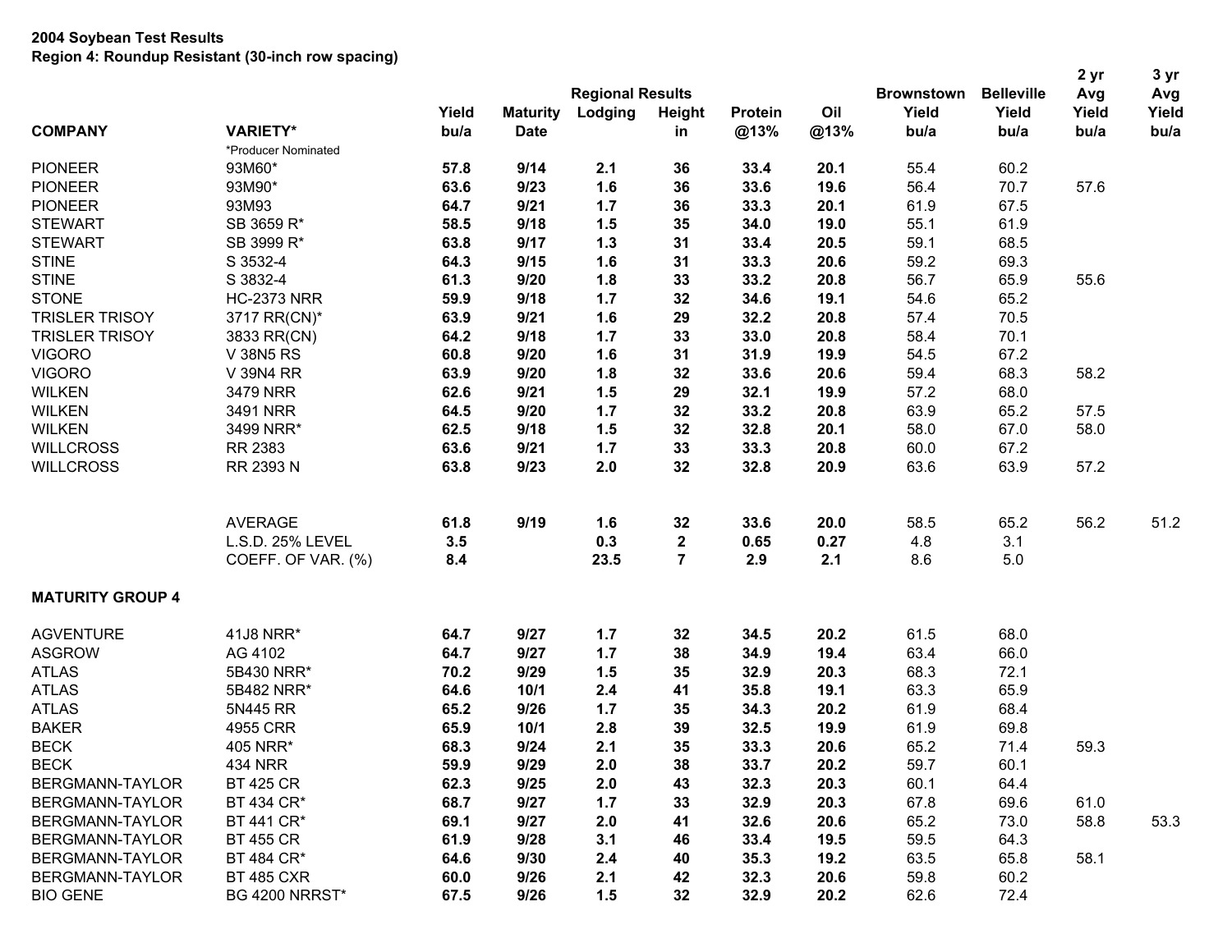**2004 Soybean Test Results**
**Region 4: Roundup Resistant (30-inch row spacing)**

| COMPANY | VARIETY* | Yield bu/a | Maturity Date | Regional Results Lodging | Height in | Protein @13% | Oil @13% | Brownstown Yield bu/a | Belleville Yield bu/a | 2 yr Avg Yield bu/a | 3 yr Avg Yield bu/a |
|---|---|---|---|---|---|---|---|---|---|---|---|
| | *Producer Nominated | | | | | | | | | | |
| PIONEER | 93M60* | **57.8** | **9/14** | **2.1** | **36** | **33.4** | **20.1** | 55.4 | 60.2 | | |
| PIONEER | 93M90* | **63.6** | **9/23** | **1.6** | **36** | **33.6** | **19.6** | 56.4 | 70.7 | 57.6 | |
| PIONEER | 93M93 | **64.7** | **9/21** | **1.7** | **36** | **33.3** | **20.1** | 61.9 | 67.5 | | |
| STEWART | SB 3659 R* | **58.5** | **9/18** | **1.5** | **35** | **34.0** | **19.0** | 55.1 | 61.9 | | |
| STEWART | SB 3999 R* | **63.8** | **9/17** | **1.3** | **31** | **33.4** | **20.5** | 59.1 | 68.5 | | |
| STINE | S 3532-4 | **64.3** | **9/15** | **1.6** | **31** | **33.3** | **20.6** | 59.2 | 69.3 | | |
| STINE | S 3832-4 | **61.3** | **9/20** | **1.8** | **33** | **33.2** | **20.8** | 56.7 | 65.9 | 55.6 | |
| STONE | HC-2373 NRR | **59.9** | **9/18** | **1.7** | **32** | **34.6** | **19.1** | 54.6 | 65.2 | | |
| TRISLER TRISOY | 3717 RR(CN)* | **63.9** | **9/21** | **1.6** | **29** | **32.2** | **20.8** | 57.4 | 70.5 | | |
| TRISLER TRISOY | 3833 RR(CN) | **64.2** | **9/18** | **1.7** | **33** | **33.0** | **20.8** | 58.4 | 70.1 | | |
| VIGORO | V 38N5 RS | **60.8** | **9/20** | **1.6** | **31** | **31.9** | **19.9** | 54.5 | 67.2 | | |
| VIGORO | V 39N4 RR | **63.9** | **9/20** | **1.8** | **32** | **33.6** | **20.6** | 59.4 | 68.3 | 58.2 | |
| WILKEN | 3479 NRR | **62.6** | **9/21** | **1.5** | **29** | **32.1** | **19.9** | 57.2 | 68.0 | | |
| WILKEN | 3491 NRR | **64.5** | **9/20** | **1.7** | **32** | **33.2** | **20.8** | 63.9 | 65.2 | 57.5 | |
| WILKEN | 3499 NRR* | **62.5** | **9/18** | **1.5** | **32** | **32.8** | **20.1** | 58.0 | 67.0 | 58.0 | |
| WILLCROSS | RR 2383 | **63.6** | **9/21** | **1.7** | **33** | **33.3** | **20.8** | 60.0 | 67.2 | | |
| WILLCROSS | RR 2393 N | **63.8** | **9/23** | **2.0** | **32** | **32.8** | **20.9** | 63.6 | 63.9 | 57.2 | |
| | AVERAGE | **61.8** | **9/19** | **1.6** | **32** | **33.6** | **20.0** | 58.5 | 65.2 | 56.2 | 51.2 |
| | L.S.D. 25% LEVEL | **3.5** | | **0.3** | **2** | **0.65** | **0.27** | 4.8 | 3.1 | | |
| | COEFF. OF VAR. (%) | **8.4** | | **23.5** | **7** | **2.9** | **2.1** | 8.6 | 5.0 | | |

**MATURITY GROUP 4**

| COMPANY | VARIETY* | Yield bu/a | Maturity Date | Lodging | Height in | Protein @13% | Oil @13% | Brownstown Yield bu/a | Belleville Yield bu/a | 2 yr Avg Yield bu/a | 3 yr Avg Yield bu/a |
|---|---|---|---|---|---|---|---|---|---|---|---|
| AGVENTURE | 41J8 NRR* | **64.7** | **9/27** | **1.7** | **32** | **34.5** | **20.2** | 61.5 | 68.0 | | |
| ASGROW | AG 4102 | **64.7** | **9/27** | **1.7** | **38** | **34.9** | **19.4** | 63.4 | 66.0 | | |
| ATLAS | 5B430 NRR* | **70.2** | **9/29** | **1.5** | **35** | **32.9** | **20.3** | 68.3 | 72.1 | | |
| ATLAS | 5B482 NRR* | **64.6** | **10/1** | **2.4** | **41** | **35.8** | **19.1** | 63.3 | 65.9 | | |
| ATLAS | 5N445 RR | **65.2** | **9/26** | **1.7** | **35** | **34.3** | **20.2** | 61.9 | 68.4 | | |
| BAKER | 4955 CRR | **65.9** | **10/1** | **2.8** | **39** | **32.5** | **19.9** | 61.9 | 69.8 | | |
| BECK | 405 NRR* | **68.3** | **9/24** | **2.1** | **35** | **33.3** | **20.6** | 65.2 | 71.4 | 59.3 | |
| BECK | 434 NRR | **59.9** | **9/29** | **2.0** | **38** | **33.7** | **20.2** | 59.7 | 60.1 | | |
| BERGMANN-TAYLOR | BT 425 CR | **62.3** | **9/25** | **2.0** | **43** | **32.3** | **20.3** | 60.1 | 64.4 | | |
| BERGMANN-TAYLOR | BT 434 CR* | **68.7** | **9/27** | **1.7** | **33** | **32.9** | **20.3** | 67.8 | 69.6 | 61.0 | |
| BERGMANN-TAYLOR | BT 441 CR* | **69.1** | **9/27** | **2.0** | **41** | **32.6** | **20.6** | 65.2 | 73.0 | 58.8 | 53.3 |
| BERGMANN-TAYLOR | BT 455 CR | **61.9** | **9/28** | **3.1** | **46** | **33.4** | **19.5** | 59.5 | 64.3 | | |
| BERGMANN-TAYLOR | BT 484 CR* | **64.6** | **9/30** | **2.4** | **40** | **35.3** | **19.2** | 63.5 | 65.8 | 58.1 | |
| BERGMANN-TAYLOR | BT 485 CXR | **60.0** | **9/26** | **2.1** | **42** | **32.3** | **20.6** | 59.8 | 60.2 | | |
| BIO GENE | BG 4200 NRRST* | **67.5** | **9/26** | **1.5** | **32** | **32.9** | **20.2** | 62.6 | 72.4 | | |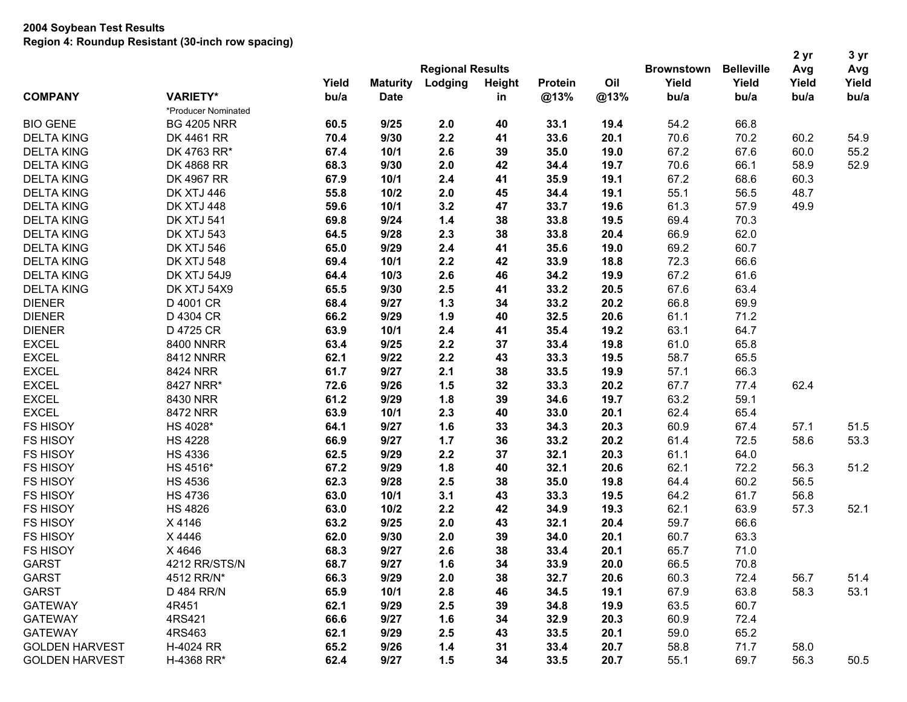**2004 Soybean Test Results**
**Region 4: Roundup Resistant (30-inch row spacing)**

| COMPANY | VARIETY* | Yield bu/a | Maturity Date | Regional Results Lodging | Height in | Protein @13% | Oil @13% | Brownstown Yield bu/a | Belleville Yield bu/a | 2 yr Avg Yield bu/a | 3 yr Avg Yield bu/a |
|---|---|---|---|---|---|---|---|---|---|---|---|
| | *Producer Nominated | | | | | | | | | | |
| BIO GENE | BG 4205 NRR | **60.5** | **9/25** | **2.0** | **40** | **33.1** | **19.4** | 54.2 | 66.8 | | |
| DELTA KING | DK 4461 RR | **70.4** | **9/30** | **2.2** | **41** | **33.6** | **20.1** | 70.6 | 70.2 | 60.2 | 54.9 |
| DELTA KING | DK 4763 RR* | **67.4** | **10/1** | **2.6** | **39** | **35.0** | **19.0** | 67.2 | 67.6 | 60.0 | 55.2 |
| DELTA KING | DK 4868 RR | **68.3** | **9/30** | **2.0** | **42** | **34.4** | **19.7** | 70.6 | 66.1 | 58.9 | 52.9 |
| DELTA KING | DK 4967 RR | **67.9** | **10/1** | **2.4** | **41** | **35.9** | **19.1** | 67.2 | 68.6 | 60.3 | |
| DELTA KING | DK XTJ 446 | **55.8** | **10/2** | **2.0** | **45** | **34.4** | **19.1** | 55.1 | 56.5 | 48.7 | |
| DELTA KING | DK XTJ 448 | **59.6** | **10/1** | **3.2** | **47** | **33.7** | **19.6** | 61.3 | 57.9 | 49.9 | |
| DELTA KING | DK XTJ 541 | **69.8** | **9/24** | **1.4** | **38** | **33.8** | **19.5** | 69.4 | 70.3 | | |
| DELTA KING | DK XTJ 543 | **64.5** | **9/28** | **2.3** | **38** | **33.8** | **20.4** | 66.9 | 62.0 | | |
| DELTA KING | DK XTJ 546 | **65.0** | **9/29** | **2.4** | **41** | **35.6** | **19.0** | 69.2 | 60.7 | | |
| DELTA KING | DK XTJ 548 | **69.4** | **10/1** | **2.2** | **42** | **33.9** | **18.8** | 72.3 | 66.6 | | |
| DELTA KING | DK XTJ 54J9 | **64.4** | **10/3** | **2.6** | **46** | **34.2** | **19.9** | 67.2 | 61.6 | | |
| DELTA KING | DK XTJ 54X9 | **65.5** | **9/30** | **2.5** | **41** | **33.2** | **20.5** | 67.6 | 63.4 | | |
| DIENER | D 4001 CR | **68.4** | **9/27** | **1.3** | **34** | **33.2** | **20.2** | 66.8 | 69.9 | | |
| DIENER | D 4304 CR | **66.2** | **9/29** | **1.9** | **40** | **32.5** | **20.6** | 61.1 | 71.2 | | |
| DIENER | D 4725 CR | **63.9** | **10/1** | **2.4** | **41** | **35.4** | **19.2** | 63.1 | 64.7 | | |
| EXCEL | 8400 NNRR | **63.4** | **9/25** | **2.2** | **37** | **33.4** | **19.8** | 61.0 | 65.8 | | |
| EXCEL | 8412 NNRR | **62.1** | **9/22** | **2.2** | **43** | **33.3** | **19.5** | 58.7 | 65.5 | | |
| EXCEL | 8424 NRR | **61.7** | **9/27** | **2.1** | **38** | **33.5** | **19.9** | 57.1 | 66.3 | | |
| EXCEL | 8427 NRR* | **72.6** | **9/26** | **1.5** | **32** | **33.3** | **20.2** | 67.7 | 77.4 | 62.4 | |
| EXCEL | 8430 NRR | **61.2** | **9/29** | **1.8** | **39** | **34.6** | **19.7** | 63.2 | 59.1 | | |
| EXCEL | 8472 NRR | **63.9** | **10/1** | **2.3** | **40** | **33.0** | **20.1** | 62.4 | 65.4 | | |
| FS HISOY | HS 4028* | **64.1** | **9/27** | **1.6** | **33** | **34.3** | **20.3** | 60.9 | 67.4 | 57.1 | 51.5 |
| FS HISOY | HS 4228 | **66.9** | **9/27** | **1.7** | **36** | **33.2** | **20.2** | 61.4 | 72.5 | 58.6 | 53.3 |
| FS HISOY | HS 4336 | **62.5** | **9/29** | **2.2** | **37** | **32.1** | **20.3** | 61.1 | 64.0 | | |
| FS HISOY | HS 4516* | **67.2** | **9/29** | **1.8** | **40** | **32.1** | **20.6** | 62.1 | 72.2 | 56.3 | 51.2 |
| FS HISOY | HS 4536 | **62.3** | **9/28** | **2.5** | **38** | **35.0** | **19.8** | 64.4 | 60.2 | 56.5 | |
| FS HISOY | HS 4736 | **63.0** | **10/1** | **3.1** | **43** | **33.3** | **19.5** | 64.2 | 61.7 | 56.8 | |
| FS HISOY | HS 4826 | **63.0** | **10/2** | **2.2** | **42** | **34.9** | **19.3** | 62.1 | 63.9 | 57.3 | 52.1 |
| FS HISOY | X 4146 | **63.2** | **9/25** | **2.0** | **43** | **32.1** | **20.4** | 59.7 | 66.6 | | |
| FS HISOY | X 4446 | **62.0** | **9/30** | **2.0** | **39** | **34.0** | **20.1** | 60.7 | 63.3 | | |
| FS HISOY | X 4646 | **68.3** | **9/27** | **2.6** | **38** | **33.4** | **20.1** | 65.7 | 71.0 | | |
| GARST | 4212 RR/STS/N | **68.7** | **9/27** | **1.6** | **34** | **33.9** | **20.0** | 66.5 | 70.8 | | |
| GARST | 4512 RR/N* | **66.3** | **9/29** | **2.0** | **38** | **32.7** | **20.6** | 60.3 | 72.4 | 56.7 | 51.4 |
| GARST | D 484 RR/N | **65.9** | **10/1** | **2.8** | **46** | **34.5** | **19.1** | 67.9 | 63.8 | 58.3 | 53.1 |
| GATEWAY | 4R451 | **62.1** | **9/29** | **2.5** | **39** | **34.8** | **19.9** | 63.5 | 60.7 | | |
| GATEWAY | 4RS421 | **66.6** | **9/27** | **1.6** | **34** | **32.9** | **20.3** | 60.9 | 72.4 | | |
| GATEWAY | 4RS463 | **62.1** | **9/29** | **2.5** | **43** | **33.5** | **20.1** | 59.0 | 65.2 | | |
| GOLDEN HARVEST | H-4024 RR | **65.2** | **9/26** | **1.4** | **31** | **33.4** | **20.7** | 58.8 | 71.7 | 58.0 | |
| GOLDEN HARVEST | H-4368 RR* | **62.4** | **9/27** | **1.5** | **34** | **33.5** | **20.7** | 55.1 | 69.7 | 56.3 | 50.5 |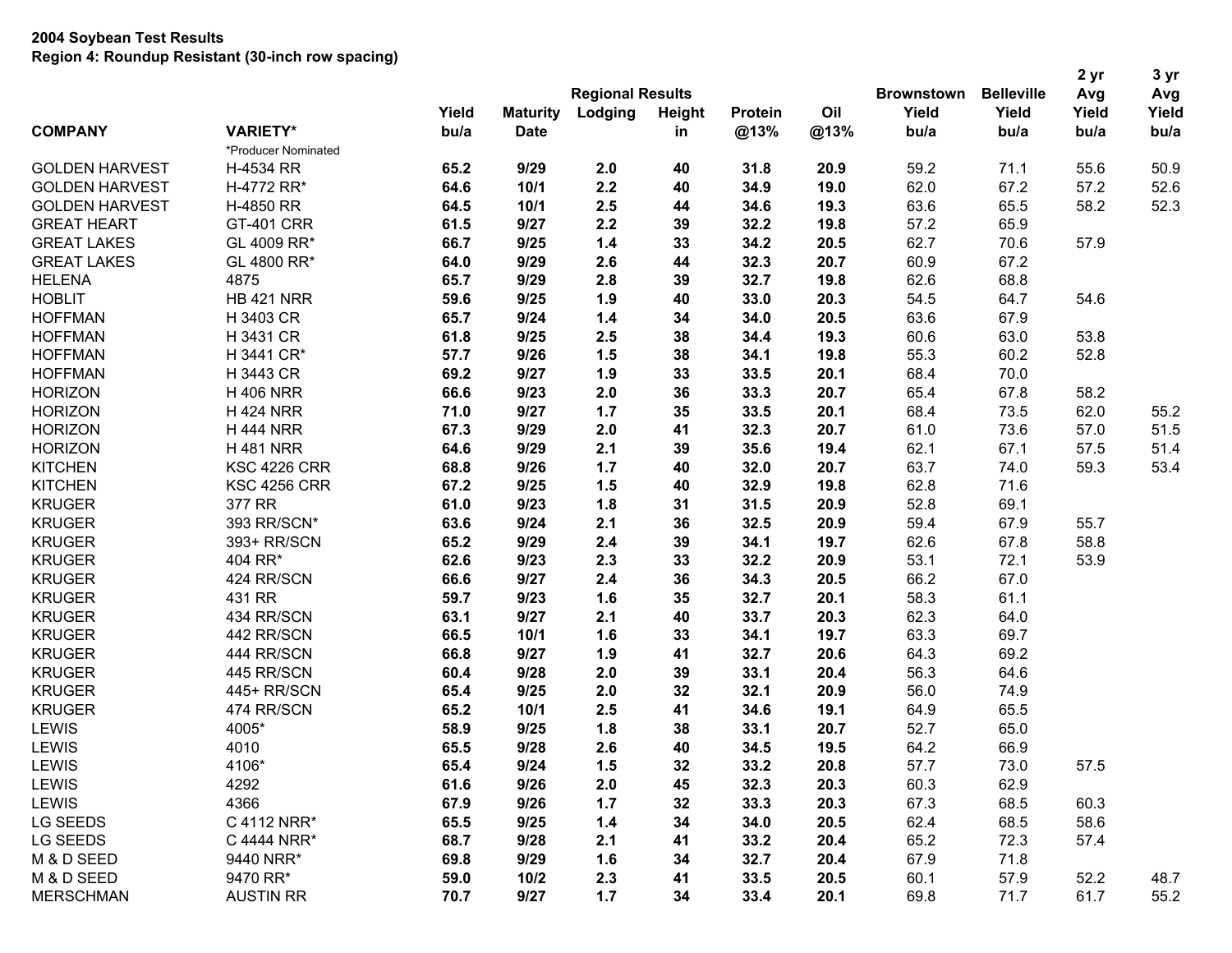**2004 Soybean Test Results**
**Region 4: Roundup Resistant (30-inch row spacing)**

| COMPANY | VARIETY* | Yield bu/a | Maturity Date | Regional Results Lodging | Height in | Protein @13% | Oil @13% | Brownstown Yield bu/a | Belleville Yield bu/a | 2 yr Avg Yield bu/a | 3 yr Avg Yield bu/a |
|---|---|---|---|---|---|---|---|---|---|---|---|
| | *Producer Nominated | | | | | | | | | | |
| GOLDEN HARVEST | H-4534 RR | **65.2** | **9/29** | **2.0** | **40** | **31.8** | **20.9** | 59.2 | 71.1 | 55.6 | 50.9 |
| GOLDEN HARVEST | H-4772 RR* | **64.6** | **10/1** | **2.2** | **40** | **34.9** | **19.0** | 62.0 | 67.2 | 57.2 | 52.6 |
| GOLDEN HARVEST | H-4850 RR | **64.5** | **10/1** | **2.5** | **44** | **34.6** | **19.3** | 63.6 | 65.5 | 58.2 | 52.3 |
| GREAT HEART | GT-401 CRR | **61.5** | **9/27** | **2.2** | **39** | **32.2** | **19.8** | 57.2 | 65.9 | | |
| GREAT LAKES | GL 4009 RR* | **66.7** | **9/25** | **1.4** | **33** | **34.2** | **20.5** | 62.7 | 70.6 | 57.9 | |
| GREAT LAKES | GL 4800 RR* | **64.0** | **9/29** | **2.6** | **44** | **32.3** | **20.7** | 60.9 | 67.2 | | |
| HELENA | 4875 | **65.7** | **9/29** | **2.8** | **39** | **32.7** | **19.8** | 62.6 | 68.8 | | |
| HOBLIT | HB 421 NRR | **59.6** | **9/25** | **1.9** | **40** | **33.0** | **20.3** | 54.5 | 64.7 | 54.6 | |
| HOFFMAN | H 3403 CR | **65.7** | **9/24** | **1.4** | **34** | **34.0** | **20.5** | 63.6 | 67.9 | | |
| HOFFMAN | H 3431 CR | **61.8** | **9/25** | **2.5** | **38** | **34.4** | **19.3** | 60.6 | 63.0 | 53.8 | |
| HOFFMAN | H 3441 CR* | **57.7** | **9/26** | **1.5** | **38** | **34.1** | **19.8** | 55.3 | 60.2 | 52.8 | |
| HOFFMAN | H 3443 CR | **69.2** | **9/27** | **1.9** | **33** | **33.5** | **20.1** | 68.4 | 70.0 | | |
| HORIZON | H 406 NRR | **66.6** | **9/23** | **2.0** | **36** | **33.3** | **20.7** | 65.4 | 67.8 | 58.2 | |
| HORIZON | H 424 NRR | **71.0** | **9/27** | **1.7** | **35** | **33.5** | **20.1** | 68.4 | 73.5 | 62.0 | 55.2 |
| HORIZON | H 444 NRR | **67.3** | **9/29** | **2.0** | **41** | **32.3** | **20.7** | 61.0 | 73.6 | 57.0 | 51.5 |
| HORIZON | H 481 NRR | **64.6** | **9/29** | **2.1** | **39** | **35.6** | **19.4** | 62.1 | 67.1 | 57.5 | 51.4 |
| KITCHEN | KSC 4226 CRR | **68.8** | **9/26** | **1.7** | **40** | **32.0** | **20.7** | 63.7 | 74.0 | 59.3 | 53.4 |
| KITCHEN | KSC 4256 CRR | **67.2** | **9/25** | **1.5** | **40** | **32.9** | **19.8** | 62.8 | 71.6 | | |
| KRUGER | 377 RR | **61.0** | **9/23** | **1.8** | **31** | **31.5** | **20.9** | 52.8 | 69.1 | | |
| KRUGER | 393 RR/SCN* | **63.6** | **9/24** | **2.1** | **36** | **32.5** | **20.9** | 59.4 | 67.9 | 55.7 | |
| KRUGER | 393+ RR/SCN | **65.2** | **9/29** | **2.4** | **39** | **34.1** | **19.7** | 62.6 | 67.8 | 58.8 | |
| KRUGER | 404 RR* | **62.6** | **9/23** | **2.3** | **33** | **32.2** | **20.9** | 53.1 | 72.1 | 53.9 | |
| KRUGER | 424 RR/SCN | **66.6** | **9/27** | **2.4** | **36** | **34.3** | **20.5** | 66.2 | 67.0 | | |
| KRUGER | 431 RR | **59.7** | **9/23** | **1.6** | **35** | **32.7** | **20.1** | 58.3 | 61.1 | | |
| KRUGER | 434 RR/SCN | **63.1** | **9/27** | **2.1** | **40** | **33.7** | **20.3** | 62.3 | 64.0 | | |
| KRUGER | 442 RR/SCN | **66.5** | **10/1** | **1.6** | **33** | **34.1** | **19.7** | 63.3 | 69.7 | | |
| KRUGER | 444 RR/SCN | **66.8** | **9/27** | **1.9** | **41** | **32.7** | **20.6** | 64.3 | 69.2 | | |
| KRUGER | 445 RR/SCN | **60.4** | **9/28** | **2.0** | **39** | **33.1** | **20.4** | 56.3 | 64.6 | | |
| KRUGER | 445+ RR/SCN | **65.4** | **9/25** | **2.0** | **32** | **32.1** | **20.9** | 56.0 | 74.9 | | |
| KRUGER | 474 RR/SCN | **65.2** | **10/1** | **2.5** | **41** | **34.6** | **19.1** | 64.9 | 65.5 | | |
| LEWIS | 4005* | **58.9** | **9/25** | **1.8** | **38** | **33.1** | **20.7** | 52.7 | 65.0 | | |
| LEWIS | 4010 | **65.5** | **9/28** | **2.6** | **40** | **34.5** | **19.5** | 64.2 | 66.9 | | |
| LEWIS | 4106* | **65.4** | **9/24** | **1.5** | **32** | **33.2** | **20.8** | 57.7 | 73.0 | 57.5 | |
| LEWIS | 4292 | **61.6** | **9/26** | **2.0** | **45** | **32.3** | **20.3** | 60.3 | 62.9 | | |
| LEWIS | 4366 | **67.9** | **9/26** | **1.7** | **32** | **33.3** | **20.3** | 67.3 | 68.5 | 60.3 | |
| LG SEEDS | C 4112 NRR* | **65.5** | **9/25** | **1.4** | **34** | **34.0** | **20.5** | 62.4 | 68.5 | 58.6 | |
| LG SEEDS | C 4444 NRR* | **68.7** | **9/28** | **2.1** | **41** | **33.2** | **20.4** | 65.2 | 72.3 | 57.4 | |
| M & D SEED | 9440 NRR* | **69.8** | **9/29** | **1.6** | **34** | **32.7** | **20.4** | 67.9 | 71.8 | | |
| M & D SEED | 9470 RR* | **59.0** | **10/2** | **2.3** | **41** | **33.5** | **20.5** | 60.1 | 57.9 | 52.2 | 48.7 |
| MERSCHMAN | AUSTIN RR | **70.7** | **9/27** | **1.7** | **34** | **33.4** | **20.1** | 69.8 | 71.7 | 61.7 | 55.2 |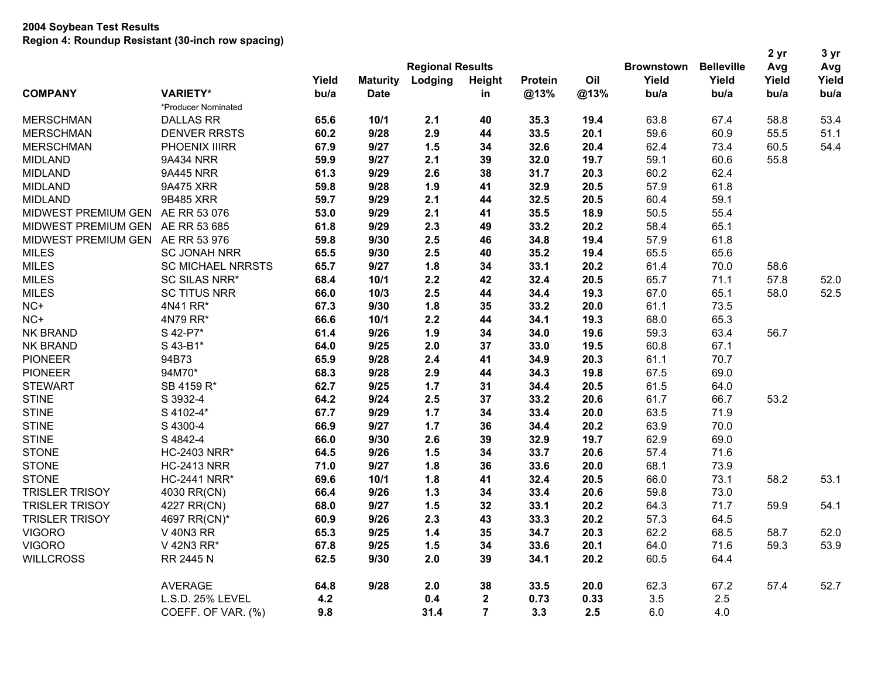**2004 Soybean Test Results**
**Region 4: Roundup Resistant (30-inch row spacing)**

| COMPANY | VARIETY* | Yield bu/a | Maturity Date | Regional Results Lodging | Height in | Protein @13% | Oil @13% | Brownstown Yield bu/a | Belleville Yield bu/a | 2 yr Avg Yield bu/a | 3 yr Avg Yield bu/a |
|---|---|---|---|---|---|---|---|---|---|---|---|
| | *Producer Nominated | | | | | | | | | | |
| MERSCHMAN | DALLAS RR | **65.6** | **10/1** | **2.1** | **40** | **35.3** | **19.4** | 63.8 | 67.4 | 58.8 | 53.4 |
| MERSCHMAN | DENVER RRSTS | **60.2** | **9/28** | **2.9** | **44** | **33.5** | **20.1** | 59.6 | 60.9 | 55.5 | 51.1 |
| MERSCHMAN | PHOENIX IIIRR | **67.9** | **9/27** | **1.5** | **34** | **32.6** | **20.4** | 62.4 | 73.4 | 60.5 | 54.4 |
| MIDLAND | 9A434 NRR | **59.9** | **9/27** | **2.1** | **39** | **32.0** | **19.7** | 59.1 | 60.6 | 55.8 | |
| MIDLAND | 9A445 NRR | **61.3** | **9/29** | **2.6** | **38** | **31.7** | **20.3** | 60.2 | 62.4 | | |
| MIDLAND | 9A475 XRR | **59.8** | **9/28** | **1.9** | **41** | **32.9** | **20.5** | 57.9 | 61.8 | | |
| MIDLAND | 9B485 XRR | **59.7** | **9/29** | **2.1** | **44** | **32.5** | **20.5** | 60.4 | 59.1 | | |
| MIDWEST PREMIUM GEN | AE RR 53 076 | **53.0** | **9/29** | **2.1** | **41** | **35.5** | **18.9** | 50.5 | 55.4 | | |
| MIDWEST PREMIUM GEN | AE RR 53 685 | **61.8** | **9/29** | **2.3** | **49** | **33.2** | **20.2** | 58.4 | 65.1 | | |
| MIDWEST PREMIUM GEN | AE RR 53 976 | **59.8** | **9/30** | **2.5** | **46** | **34.8** | **19.4** | 57.9 | 61.8 | | |
| MILES | SC JONAH NRR | **65.5** | **9/30** | **2.5** | **40** | **35.2** | **19.4** | 65.5 | 65.6 | | |
| MILES | SC MICHAEL NRRSTS | **65.7** | **9/27** | **1.8** | **34** | **33.1** | **20.2** | 61.4 | 70.0 | 58.6 | |
| MILES | SC SILAS NRR* | **68.4** | **10/1** | **2.2** | **42** | **32.4** | **20.5** | 65.7 | 71.1 | 57.8 | 52.0 |
| MILES | SC TITUS NRR | **66.0** | **10/3** | **2.5** | **44** | **34.4** | **19.3** | 67.0 | 65.1 | 58.0 | 52.5 |
| NC+ | 4N41 RR* | **67.3** | **9/30** | **1.8** | **35** | **33.2** | **20.0** | 61.1 | 73.5 | | |
| NC+ | 4N79 RR* | **66.6** | **10/1** | **2.2** | **44** | **34.1** | **19.3** | 68.0 | 65.3 | | |
| NK BRAND | S 42-P7* | **61.4** | **9/26** | **1.9** | **34** | **34.0** | **19.6** | 59.3 | 63.4 | 56.7 | |
| NK BRAND | S 43-B1* | **64.0** | **9/25** | **2.0** | **37** | **33.0** | **19.5** | 60.8 | 67.1 | | |
| PIONEER | 94B73 | **65.9** | **9/28** | **2.4** | **41** | **34.9** | **20.3** | 61.1 | 70.7 | | |
| PIONEER | 94M70* | **68.3** | **9/28** | **2.9** | **44** | **34.3** | **19.8** | 67.5 | 69.0 | | |
| STEWART | SB 4159 R* | **62.7** | **9/25** | **1.7** | **31** | **34.4** | **20.5** | 61.5 | 64.0 | | |
| STINE | S 3932-4 | **64.2** | **9/24** | **2.5** | **37** | **33.2** | **20.6** | 61.7 | 66.7 | 53.2 | |
| STINE | S 4102-4* | **67.7** | **9/29** | **1.7** | **34** | **33.4** | **20.0** | 63.5 | 71.9 | | |
| STINE | S 4300-4 | **66.9** | **9/27** | **1.7** | **36** | **34.4** | **20.2** | 63.9 | 70.0 | | |
| STINE | S 4842-4 | **66.0** | **9/30** | **2.6** | **39** | **32.9** | **19.7** | 62.9 | 69.0 | | |
| STONE | HC-2403 NRR* | **64.5** | **9/26** | **1.5** | **34** | **33.7** | **20.6** | 57.4 | 71.6 | | |
| STONE | HC-2413 NRR | **71.0** | **9/27** | **1.8** | **36** | **33.6** | **20.0** | 68.1 | 73.9 | | |
| STONE | HC-2441 NRR* | **69.6** | **10/1** | **1.8** | **41** | **32.4** | **20.5** | 66.0 | 73.1 | 58.2 | 53.1 |
| TRISLER TRISOY | 4030 RR(CN) | **66.4** | **9/26** | **1.3** | **34** | **33.4** | **20.6** | 59.8 | 73.0 | | |
| TRISLER TRISOY | 4227 RR(CN) | **68.0** | **9/27** | **1.5** | **32** | **33.1** | **20.2** | 64.3 | 71.7 | 59.9 | 54.1 |
| TRISLER TRISOY | 4697 RR(CN)* | **60.9** | **9/26** | **2.3** | **43** | **33.3** | **20.2** | 57.3 | 64.5 | | |
| VIGORO | V 40N3 RR | **65.3** | **9/25** | **1.4** | **35** | **34.7** | **20.3** | 62.2 | 68.5 | 58.7 | 52.0 |
| VIGORO | V 42N3 RR* | **67.8** | **9/25** | **1.5** | **34** | **33.6** | **20.1** | 64.0 | 71.6 | 59.3 | 53.9 |
| WILLCROSS | RR 2445 N | **62.5** | **9/30** | **2.0** | **39** | **34.1** | **20.2** | 60.5 | 64.4 | | |
| | AVERAGE | **64.8** | **9/28** | **2.0** | **38** | **33.5** | **20.0** | 62.3 | 67.2 | 57.4 | 52.7 |
| | L.S.D. 25% LEVEL | **4.2** | | **0.4** | **2** | **0.73** | **0.33** | 3.5 | 2.5 | | |
| | COEFF. OF VAR. (%) | **9.8** | | **31.4** | **7** | **3.3** | **2.5** | 6.0 | 4.0 | | |